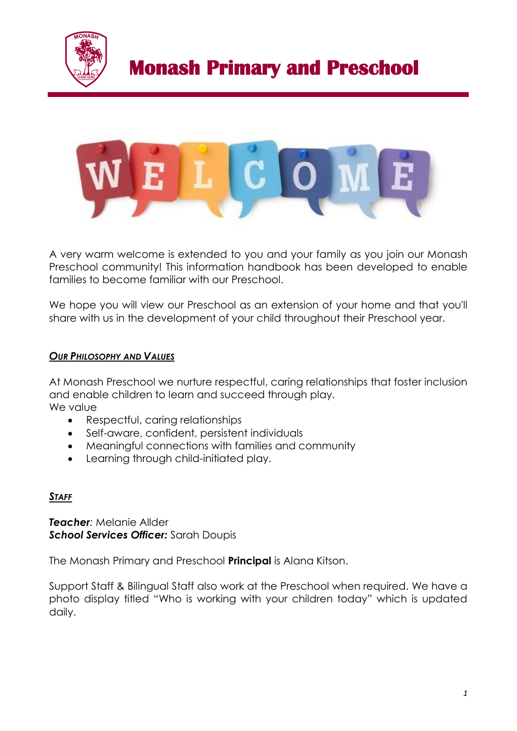# Monash Primary and Preschool

WELCOME

A very warm welcome is extended to you and your family as you join our Monash Preschool community! This information handbook has been developed to enable families to become familiar with our Preschool.

We hope you will view our Preschool as an extension of your home and that you'll share with us in the development of your child throughout their Preschool year.

## *Our Philosophy and Values*

At Monash Preschool we nurture respectful, caring relationships that foster inclusion and enable children to learn and succeed through play.
We value

- Respectful, caring relationships
- Self-aware, confident, persistent individuals
- Meaningful connections with families and community
- Learning through child-initiated play.

## *Staff*

***Teacher**:* Melanie Allder
***School Services Officer:*** Sarah Doupis

The Monash Primary and Preschool **Principal** is Alana Kitson.

Support Staff & Bilingual Staff also work at the Preschool when required. We have a photo display titled "Who is working with your children today" which is updated daily.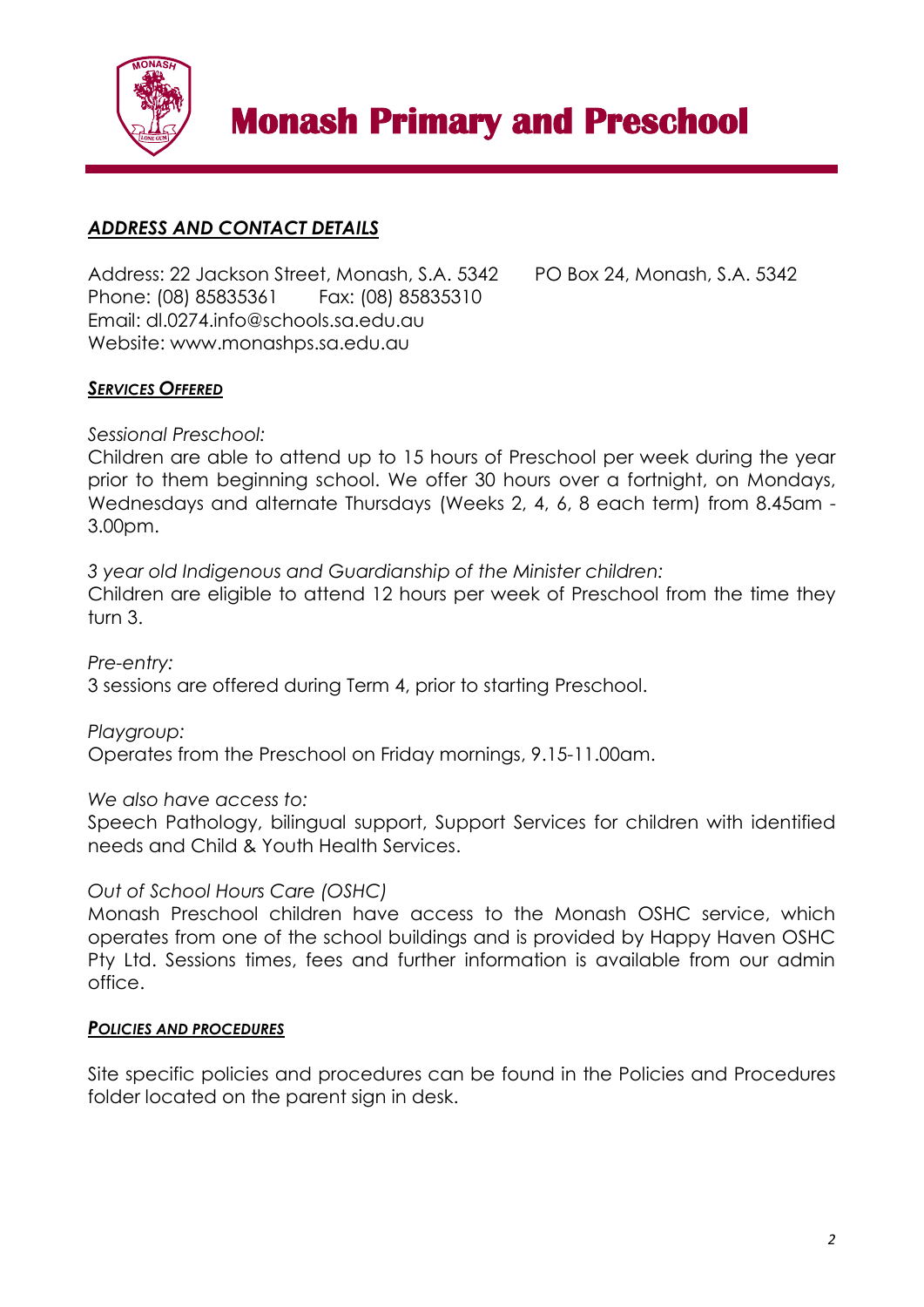# Monash Primary and Preschool

## *ADDRESS AND CONTACT DETAILS*

Address: 22 Jackson Street, Monash, S.A. 5342  PO Box 24, Monash, S.A. 5342
Phone: (08) 85835361  Fax: (08) 85835310
Email: dl.0274.info@schools.sa.edu.au
Website: www.monashps.sa.edu.au

## *SERVICES OFFERED*

*Sessional Preschool:*
Children are able to attend up to 15 hours of Preschool per week during the year prior to them beginning school. We offer 30 hours over a fortnight, on Mondays, Wednesdays and alternate Thursdays (Weeks 2, 4, 6, 8 each term) from 8.45am - 3.00pm.

*3 year old Indigenous and Guardianship of the Minister children:*
Children are eligible to attend 12 hours per week of Preschool from the time they turn 3.

*Pre-entry:*
3 sessions are offered during Term 4, prior to starting Preschool.

*Playgroup:*
Operates from the Preschool on Friday mornings, 9.15-11.00am.

*We also have access to:*
Speech Pathology, bilingual support, Support Services for children with identified needs and Child & Youth Health Services.

*Out of School Hours Care (OSHC)*
Monash Preschool children have access to the Monash OSHC service, which operates from one of the school buildings and is provided by Happy Haven OSHC Pty Ltd. Sessions times, fees and further information is available from our admin office.

## *POLICIES AND PROCEDURES*

Site specific policies and procedures can be found in the Policies and Procedures folder located on the parent sign in desk.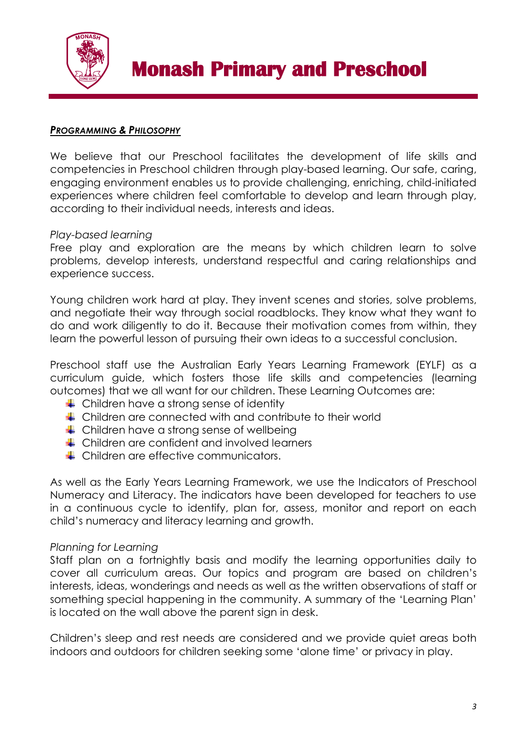## ***PROGRAMMING & PHILOSOPHY***

We believe that our Preschool facilitates the development of life skills and competencies in Preschool children through play-based learning. Our safe, caring, engaging environment enables us to provide challenging, enriching, child-initiated experiences where children feel comfortable to develop and learn through play, according to their individual needs, interests and ideas.

*Play-based learning*
Free play and exploration are the means by which children learn to solve problems, develop interests, understand respectful and caring relationships and experience success.

Young children work hard at play. They invent scenes and stories, solve problems, and negotiate their way through social roadblocks. They know what they want to do and work diligently to do it. Because their motivation comes from within, they learn the powerful lesson of pursuing their own ideas to a successful conclusion.

Preschool staff use the Australian Early Years Learning Framework (EYLF) as a curriculum guide, which fosters those life skills and competencies (learning outcomes) that we all want for our children. These Learning Outcomes are:

- Children have a strong sense of identity
- Children are connected with and contribute to their world
- Children have a strong sense of wellbeing
- Children are confident and involved learners
- Children are effective communicators.

As well as the Early Years Learning Framework, we use the Indicators of Preschool Numeracy and Literacy. The indicators have been developed for teachers to use in a continuous cycle to identify, plan for, assess, monitor and report on each child's numeracy and literacy learning and growth.

*Planning for Learning*
Staff plan on a fortnightly basis and modify the learning opportunities daily to cover all curriculum areas. Our topics and program are based on children's interests, ideas, wonderings and needs as well as the written observations of staff or something special happening in the community. A summary of the 'Learning Plan' is located on the wall above the parent sign in desk.

Children's sleep and rest needs are considered and we provide quiet areas both indoors and outdoors for children seeking some 'alone time' or privacy in play.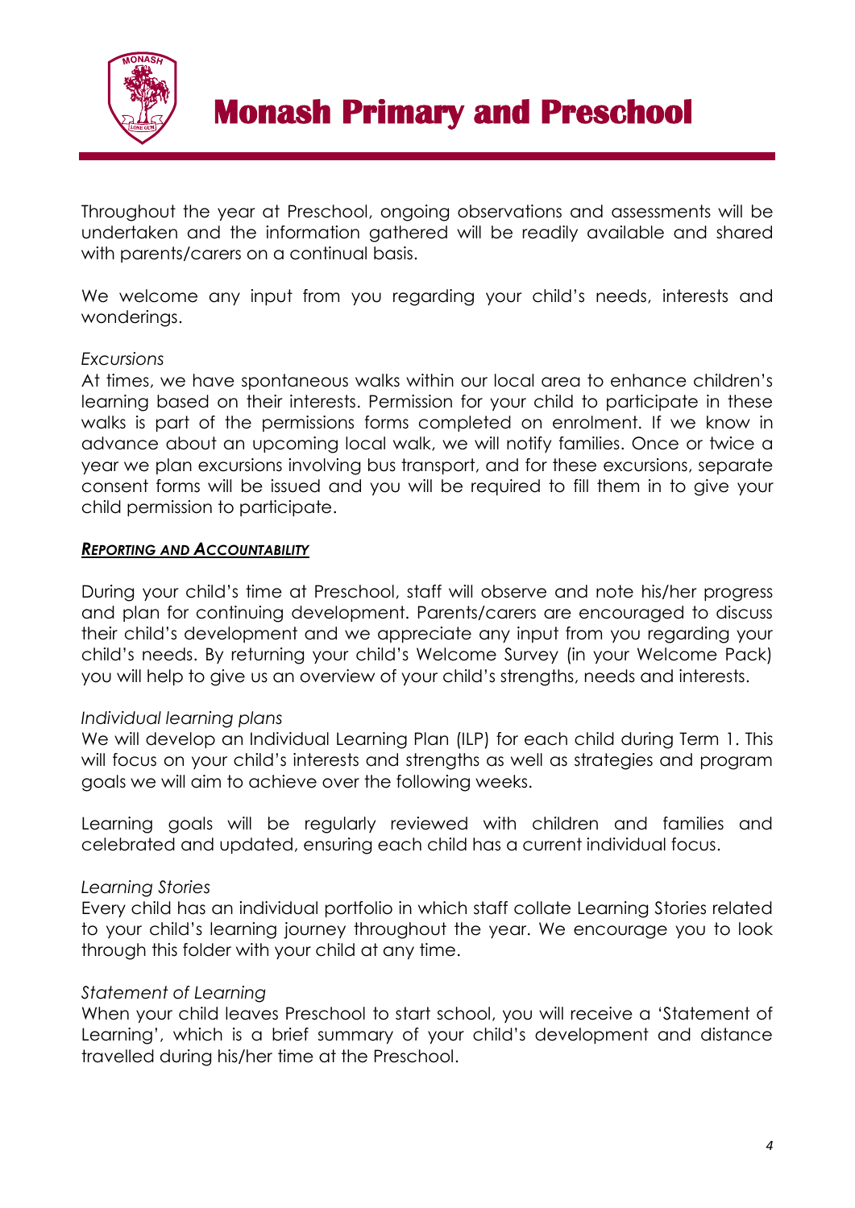Throughout the year at Preschool, ongoing observations and assessments will be undertaken and the information gathered will be readily available and shared with parents/carers on a continual basis.

We welcome any input from you regarding your child's needs, interests and wonderings.

*Excursions*
At times, we have spontaneous walks within our local area to enhance children's learning based on their interests. Permission for your child to participate in these walks is part of the permissions forms completed on enrolment. If we know in advance about an upcoming local walk, we will notify families. Once or twice a year we plan excursions involving bus transport, and for these excursions, separate consent forms will be issued and you will be required to fill them in to give your child permission to participate.

## ***REPORTING AND ACCOUNTABILITY***

During your child's time at Preschool, staff will observe and note his/her progress and plan for continuing development. Parents/carers are encouraged to discuss their child's development and we appreciate any input from you regarding your child's needs. By returning your child's Welcome Survey (in your Welcome Pack) you will help to give us an overview of your child's strengths, needs and interests.

*Individual learning plans*
We will develop an Individual Learning Plan (ILP) for each child during Term 1. This will focus on your child's interests and strengths as well as strategies and program goals we will aim to achieve over the following weeks.

Learning goals will be regularly reviewed with children and families and celebrated and updated, ensuring each child has a current individual focus.

*Learning Stories*
Every child has an individual portfolio in which staff collate Learning Stories related to your child's learning journey throughout the year. We encourage you to look through this folder with your child at any time.

*Statement of Learning*
When your child leaves Preschool to start school, you will receive a 'Statement of Learning', which is a brief summary of your child's development and distance travelled during his/her time at the Preschool.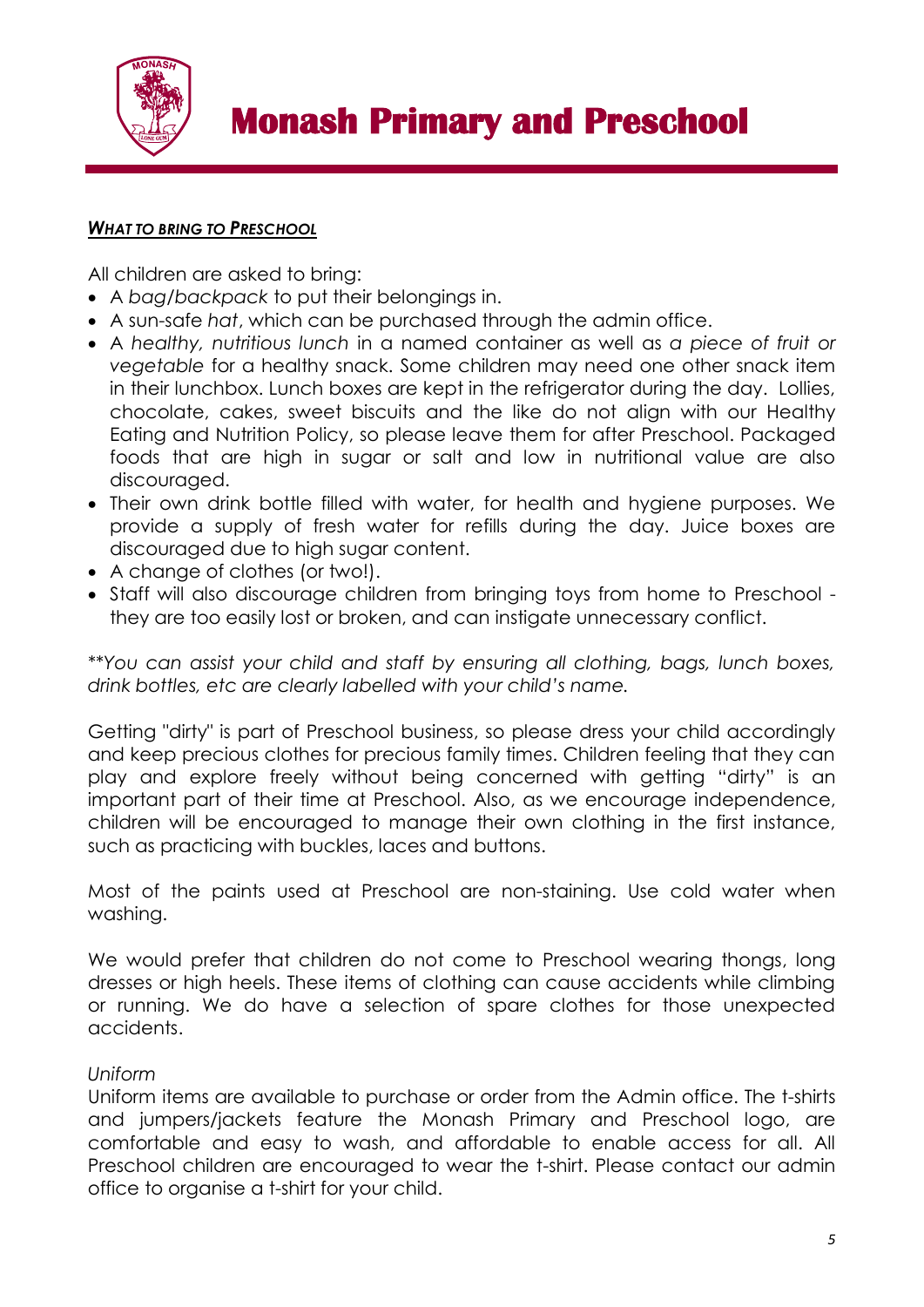## ***What to bring to Preschool***

All children are asked to bring:

- A *bag/backpack* to put their belongings in.
- A sun-safe *hat*, which can be purchased through the admin office.
- A *healthy, nutritious lunch* in a named container as well as *a piece of fruit or vegetable* for a healthy snack. Some children may need one other snack item in their lunchbox. Lunch boxes are kept in the refrigerator during the day. Lollies, chocolate, cakes, sweet biscuits and the like do not align with our Healthy Eating and Nutrition Policy, so please leave them for after Preschool. Packaged foods that are high in sugar or salt and low in nutritional value are also discouraged.
- Their own drink bottle filled with water, for health and hygiene purposes. We provide a supply of fresh water for refills during the day. Juice boxes are discouraged due to high sugar content.
- A change of clothes (or two!).
- Staff will also discourage children from bringing toys from home to Preschool - they are too easily lost or broken, and can instigate unnecessary conflict.

*\*\*You can assist your child and staff by ensuring all clothing, bags, lunch boxes, drink bottles, etc are clearly labelled with your child's name.*

Getting "dirty" is part of Preschool business, so please dress your child accordingly and keep precious clothes for precious family times. Children feeling that they can play and explore freely without being concerned with getting "dirty" is an important part of their time at Preschool. Also, as we encourage independence, children will be encouraged to manage their own clothing in the first instance, such as practicing with buckles, laces and buttons.

Most of the paints used at Preschool are non-staining. Use cold water when washing.

We would prefer that children do not come to Preschool wearing thongs, long dresses or high heels. These items of clothing can cause accidents while climbing or running. We do have a selection of spare clothes for those unexpected accidents.

*Uniform*

Uniform items are available to purchase or order from the Admin office. The t-shirts and jumpers/jackets feature the Monash Primary and Preschool logo, are comfortable and easy to wash, and affordable to enable access for all. All Preschool children are encouraged to wear the t-shirt. Please contact our admin office to organise a t-shirt for your child.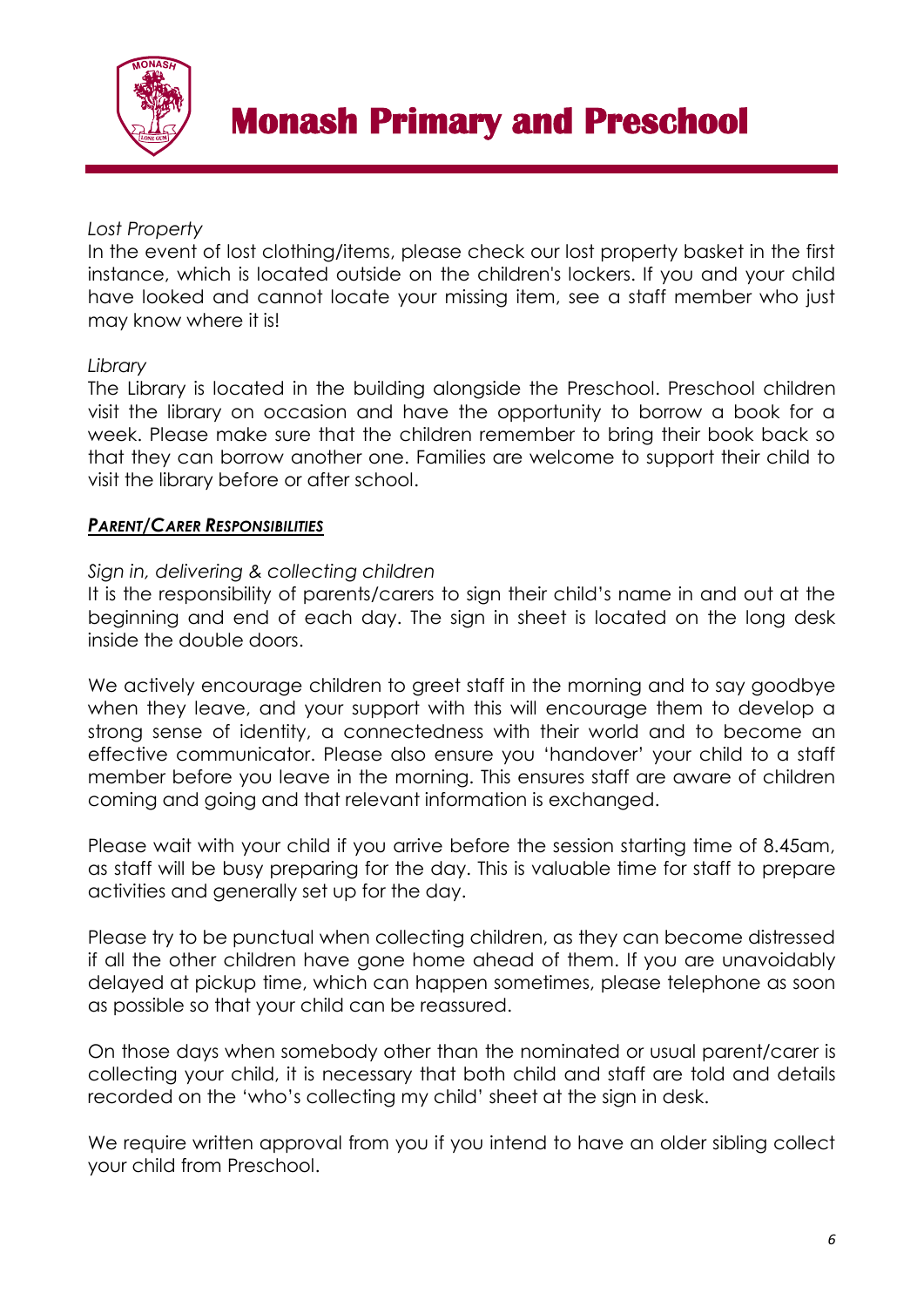*Lost Property*

In the event of lost clothing/items, please check our lost property basket in the first instance, which is located outside on the children's lockers. If you and your child have looked and cannot locate your missing item, see a staff member who just may know where it is!

*Library*

The Library is located in the building alongside the Preschool. Preschool children visit the library on occasion and have the opportunity to borrow a book for a week. Please make sure that the children remember to bring their book back so that they can borrow another one. Families are welcome to support their child to visit the library before or after school.

***PARENT/CARER RESPONSIBILITIES***

*Sign in, delivering & collecting children*

It is the responsibility of parents/carers to sign their child's name in and out at the beginning and end of each day. The sign in sheet is located on the long desk inside the double doors.

We actively encourage children to greet staff in the morning and to say goodbye when they leave, and your support with this will encourage them to develop a strong sense of identity, a connectedness with their world and to become an effective communicator. Please also ensure you 'handover' your child to a staff member before you leave in the morning. This ensures staff are aware of children coming and going and that relevant information is exchanged.

Please wait with your child if you arrive before the session starting time of 8.45am, as staff will be busy preparing for the day. This is valuable time for staff to prepare activities and generally set up for the day.

Please try to be punctual when collecting children, as they can become distressed if all the other children have gone home ahead of them. If you are unavoidably delayed at pickup time, which can happen sometimes, please telephone as soon as possible so that your child can be reassured.

On those days when somebody other than the nominated or usual parent/carer is collecting your child, it is necessary that both child and staff are told and details recorded on the 'who's collecting my child' sheet at the sign in desk.

We require written approval from you if you intend to have an older sibling collect your child from Preschool.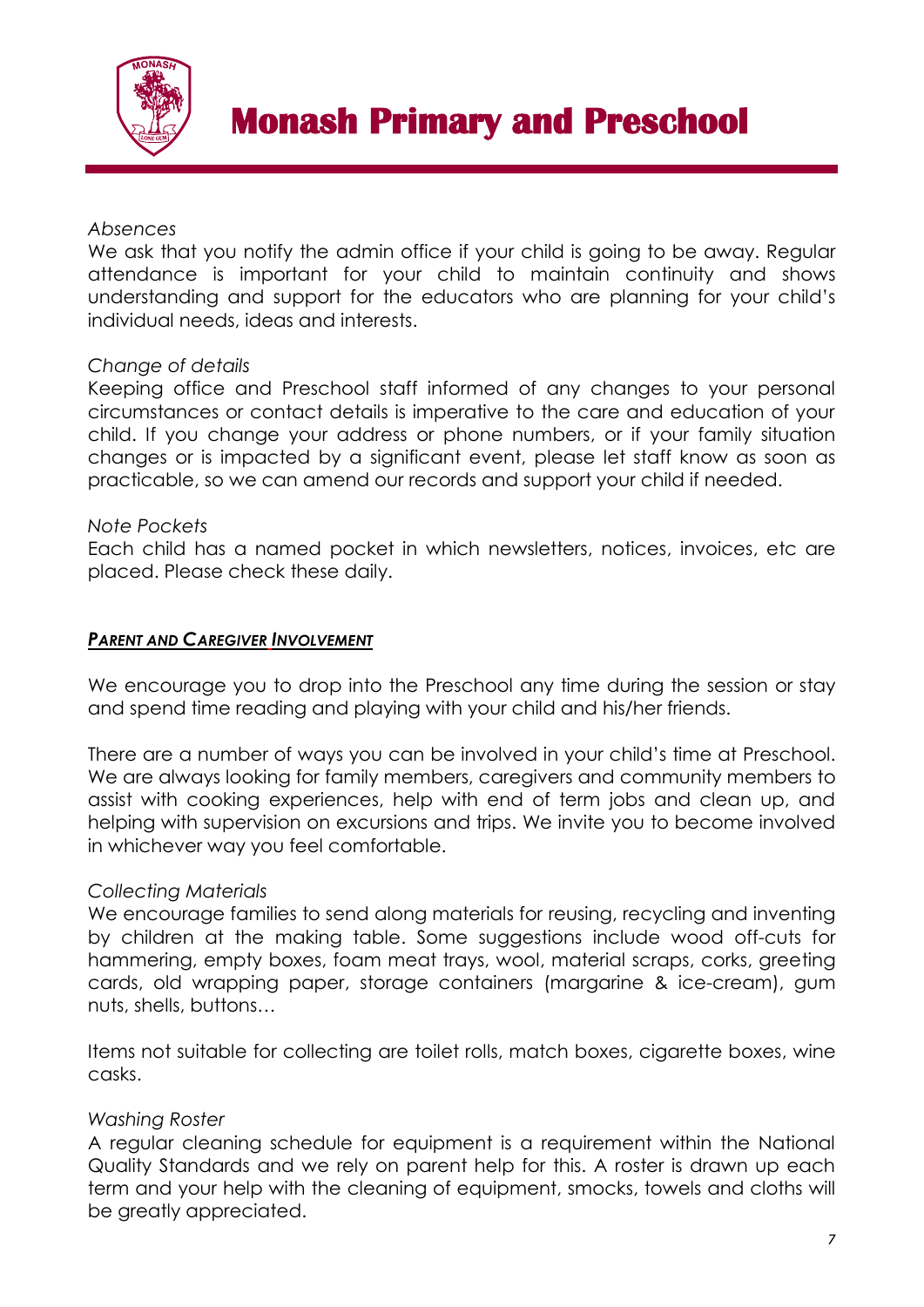*Absences*

We ask that you notify the admin office if your child is going to be away. Regular attendance is important for your child to maintain continuity and shows understanding and support for the educators who are planning for your child's individual needs, ideas and interests.

*Change of details*

Keeping office and Preschool staff informed of any changes to your personal circumstances or contact details is imperative to the care and education of your child. If you change your address or phone numbers, or if your family situation changes or is impacted by a significant event, please let staff know as soon as practicable, so we can amend our records and support your child if needed.

*Note Pockets*

Each child has a named pocket in which newsletters, notices, invoices, etc are placed. Please check these daily.

## ***PARENT AND CAREGIVER INVOLVEMENT***

We encourage you to drop into the Preschool any time during the session or stay and spend time reading and playing with your child and his/her friends.

There are a number of ways you can be involved in your child's time at Preschool. We are always looking for family members, caregivers and community members to assist with cooking experiences, help with end of term jobs and clean up, and helping with supervision on excursions and trips. We invite you to become involved in whichever way you feel comfortable.

*Collecting Materials*

We encourage families to send along materials for reusing, recycling and inventing by children at the making table. Some suggestions include wood off-cuts for hammering, empty boxes, foam meat trays, wool, material scraps, corks, greeting cards, old wrapping paper, storage containers (margarine & ice-cream), gum nuts, shells, buttons…

Items not suitable for collecting are toilet rolls, match boxes, cigarette boxes, wine casks.

*Washing Roster*

A regular cleaning schedule for equipment is a requirement within the National Quality Standards and we rely on parent help for this. A roster is drawn up each term and your help with the cleaning of equipment, smocks, towels and cloths will be greatly appreciated.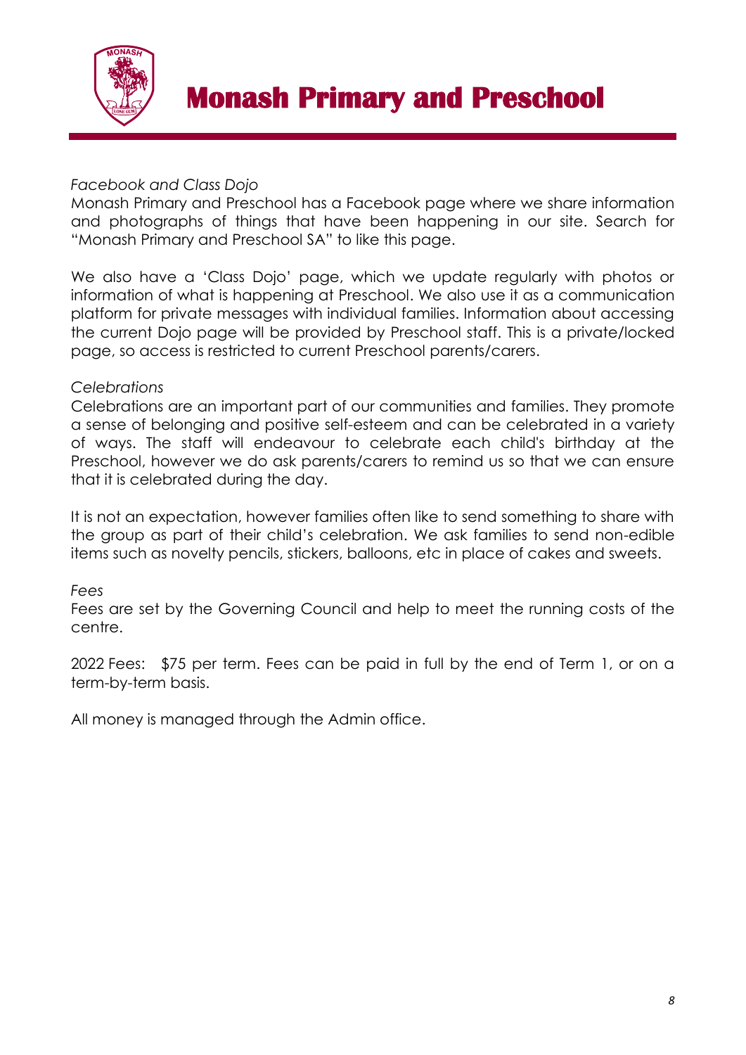*Facebook and Class Dojo*

Monash Primary and Preschool has a Facebook page where we share information and photographs of things that have been happening in our site. Search for "Monash Primary and Preschool SA" to like this page.

We also have a 'Class Dojo' page, which we update regularly with photos or information of what is happening at Preschool. We also use it as a communication platform for private messages with individual families. Information about accessing the current Dojo page will be provided by Preschool staff. This is a private/locked page, so access is restricted to current Preschool parents/carers.

*Celebrations*

Celebrations are an important part of our communities and families. They promote a sense of belonging and positive self-esteem and can be celebrated in a variety of ways. The staff will endeavour to celebrate each child's birthday at the Preschool, however we do ask parents/carers to remind us so that we can ensure that it is celebrated during the day.

It is not an expectation, however families often like to send something to share with the group as part of their child's celebration. We ask families to send non-edible items such as novelty pencils, stickers, balloons, etc in place of cakes and sweets.

*Fees*

Fees are set by the Governing Council and help to meet the running costs of the centre.

2022 Fees: $75 per term. Fees can be paid in full by the end of Term 1, or on a term-by-term basis.

All money is managed through the Admin office.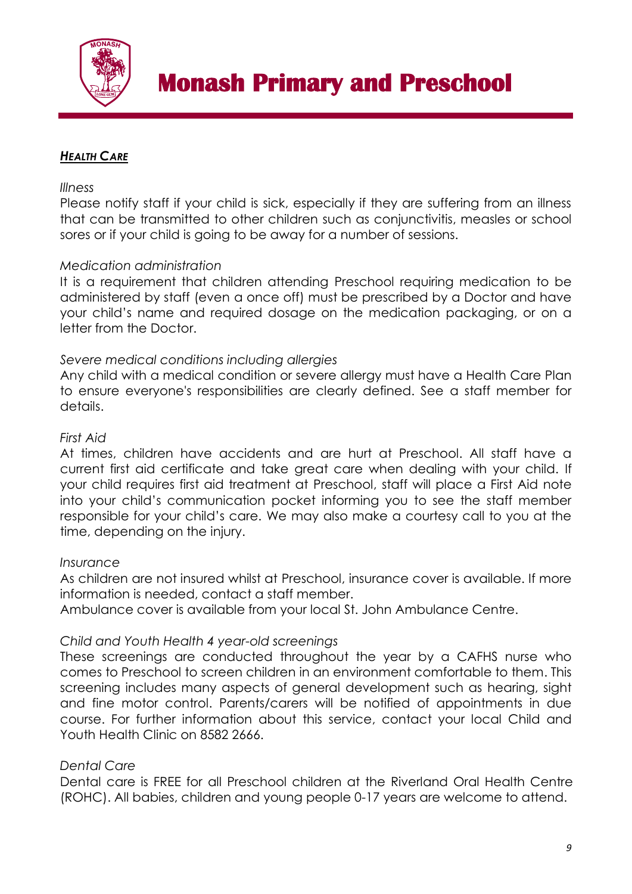## ***HEALTH CARE***

*Illness*

Please notify staff if your child is sick, especially if they are suffering from an illness that can be transmitted to other children such as conjunctivitis, measles or school sores or if your child is going to be away for a number of sessions.

*Medication administration*

It is a requirement that children attending Preschool requiring medication to be administered by staff (even a once off) must be prescribed by a Doctor and have your child's name and required dosage on the medication packaging, or on a letter from the Doctor.

*Severe medical conditions including allergies*

Any child with a medical condition or severe allergy must have a Health Care Plan to ensure everyone's responsibilities are clearly defined. See a staff member for details.

*First Aid*

At times, children have accidents and are hurt at Preschool. All staff have a current first aid certificate and take great care when dealing with your child. If your child requires first aid treatment at Preschool, staff will place a First Aid note into your child's communication pocket informing you to see the staff member responsible for your child's care. We may also make a courtesy call to you at the time, depending on the injury.

*Insurance*

As children are not insured whilst at Preschool, insurance cover is available. If more information is needed, contact a staff member.
Ambulance cover is available from your local St. John Ambulance Centre.

*Child and Youth Health 4 year-old screenings*

These screenings are conducted throughout the year by a CAFHS nurse who comes to Preschool to screen children in an environment comfortable to them. This screening includes many aspects of general development such as hearing, sight and fine motor control. Parents/carers will be notified of appointments in due course. For further information about this service, contact your local Child and Youth Health Clinic on 8582 2666.

*Dental Care*

Dental care is FREE for all Preschool children at the Riverland Oral Health Centre (ROHC). All babies, children and young people 0-17 years are welcome to attend.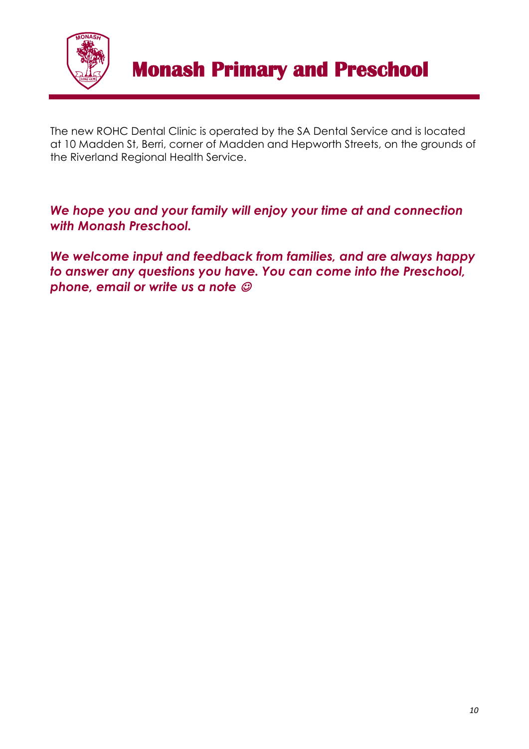The new ROHC Dental Clinic is operated by the SA Dental Service and is located at 10 Madden St, Berri, corner of Madden and Hepworth Streets, on the grounds of the Riverland Regional Health Service.

***We hope you and your family will enjoy your time at and connection with Monash Preschool.***

***We welcome input and feedback from families, and are always happy to answer any questions you have. You can come into the Preschool, phone, email or write us a note*** ☺